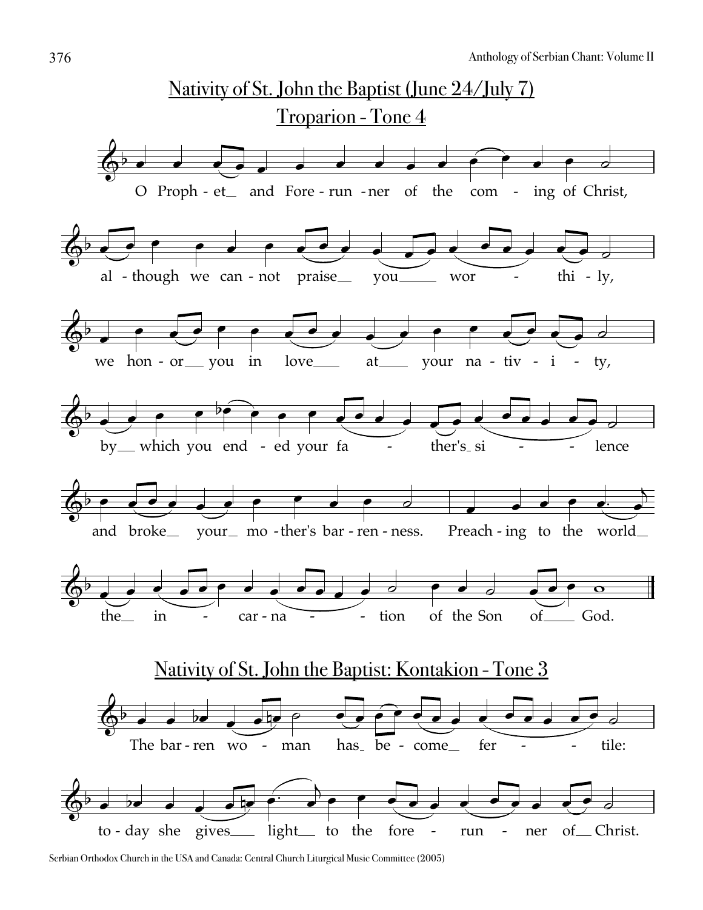## Nativity of St. John the Baptist (June 24/July 7)

### Troparion - Tone 4

O Proph - et_ and Fore - run - ner of the com - ing of Christ,

al - though we can - not praise_ you_ wor - thi - ly,

we hon - or_ you in love_ at_ your na - tiv - i - ty,

by_ which you end - ed your fa - ther's_ si - lence

and broke_ your_ mo - ther's bar - ren - ness. Preach - ing to the world_

the_ in - car - na - tion of the Son of_ God.

## Nativity of St. John the Baptist: Kontakion - Tone 3

The bar - ren wo - man has_ be - come_ fer - tile:

to - day she gives_ light_ to the fore - run - ner of_ Christ.

Serbian Orthodox Church in the USA and Canada: Central Church Liturgical Music Committee (2005)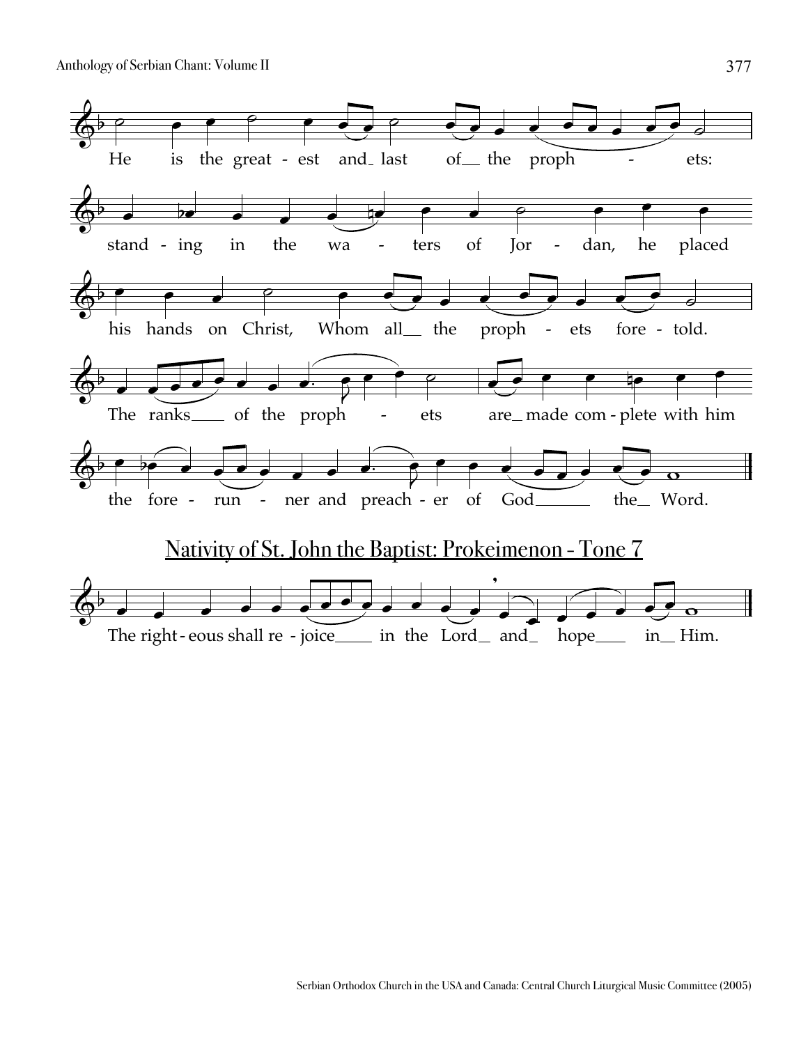He is the great - est and last of the proph - ets:

stand - ing in the wa - ters of Jor - dan, he placed

his hands on Christ, Whom all the proph - ets fore - told.

The ranks of the proph - ets are made com - plete with him

the fore - run - ner and preach - er of God the Word.

## Nativity of St. John the Baptist: Prokeimenon - Tone 7

The right - eous shall re - joice in the Lord and hope in Him.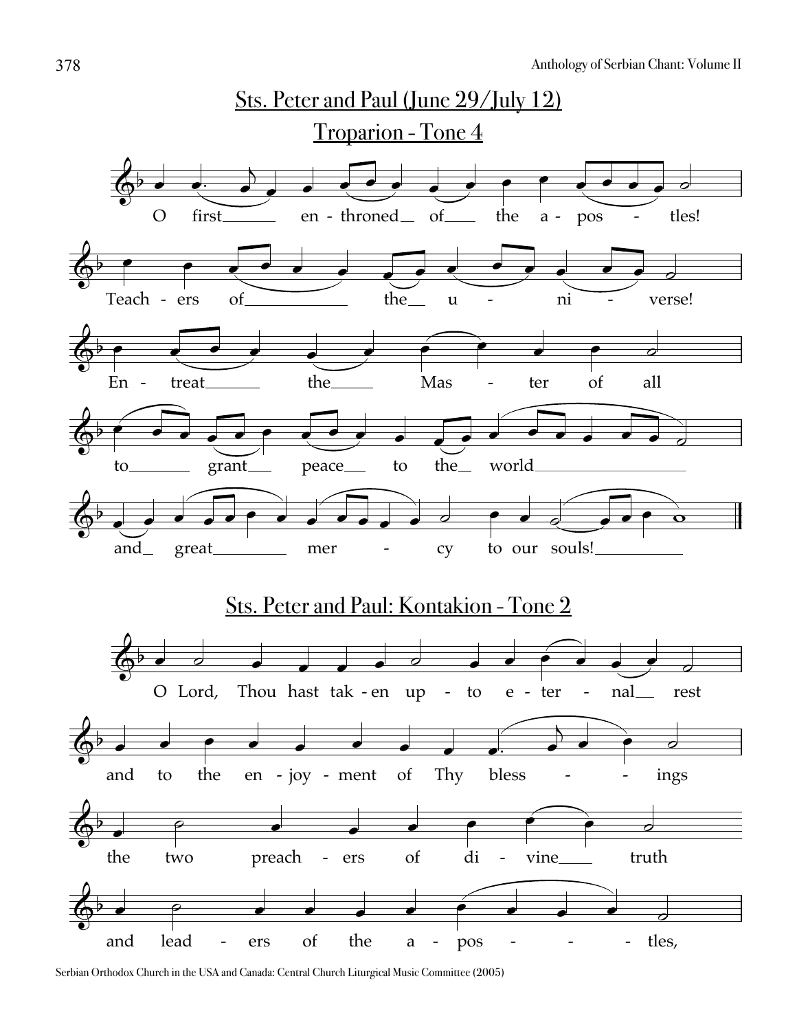# Sts. Peter and Paul (June 29/July 12)

## Troparion - Tone 4

O first entroned of the apostles!
Teachers of the universe!
Entreat the Master of all
to grant peace to the world
and great mercy to our souls!

## Sts. Peter and Paul: Kontakion - Tone 2

O Lord, Thou hast taken up to eternal rest
and to the enjoyment of Thy blessings
the two preachers of divine truth
and leaders of the apostles,

Serbian Orthodox Church in the USA and Canada: Central Church Liturgical Music Committee (2005)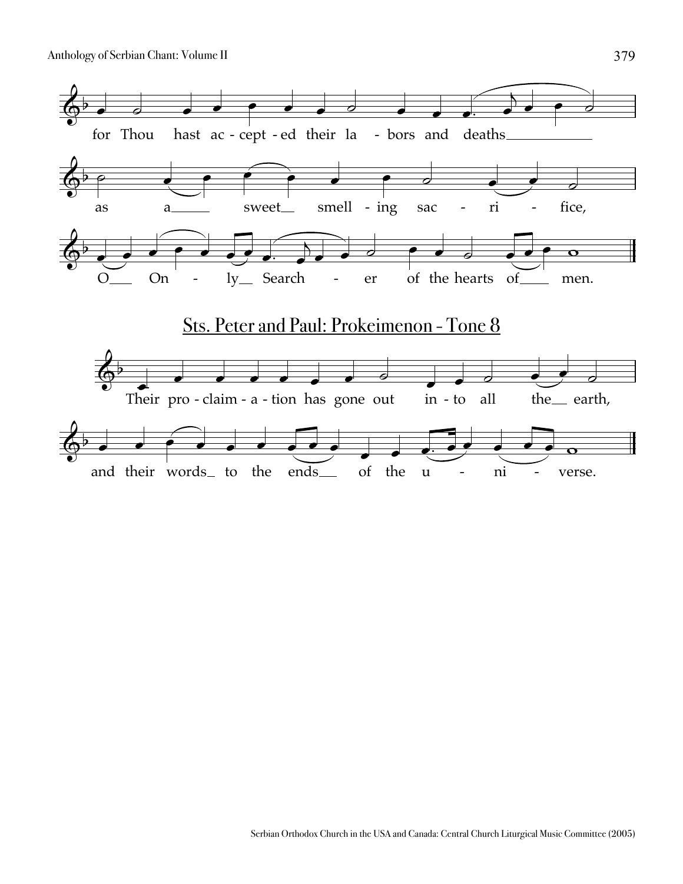for Thou hast ac - cept - ed their la - bors and deaths

as a sweet smell - ing sac - ri - fice,

O On - ly Search - er of the hearts of men.

## Sts. Peter and Paul: Prokeimenon - Tone 8

Their pro - claim - a - tion has gone out in - to all the earth,

and their words to the ends of the u - ni - verse.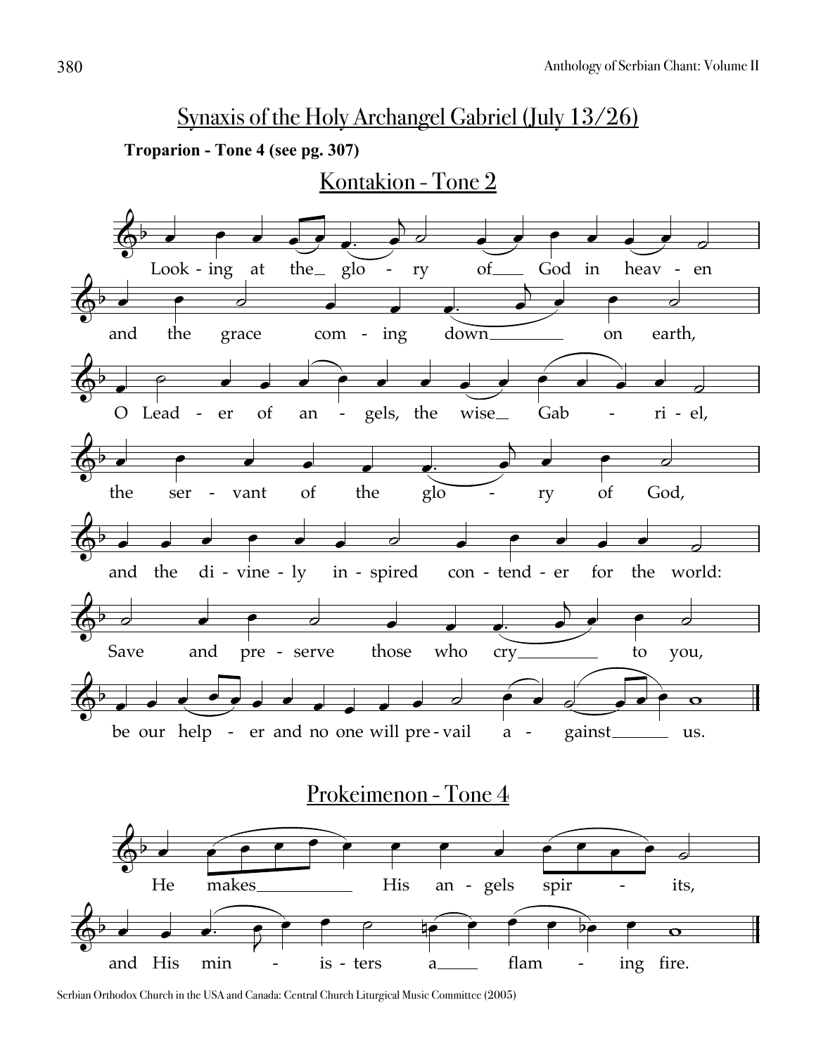## Synaxis of the Holy Archangel Gabriel (July 13/26)

**Troparion - Tone 4 (see pg. 307)**

### Kontakion - Tone 2

Looking at the glory of God in heaven
and the grace coming down on earth,
O Leader of angels, the wise Gabriel,
the servant of the glory of God,
and the divinely inspired contender for the world:
Save and preserve those who cry to you,
be our helper and no one will prevail against us.

### Prokeimenon - Tone 4

He makes His angels spirits,
and His ministers a flaming fire.

Serbian Orthodox Church in the USA and Canada: Central Church Liturgical Music Committee (2005)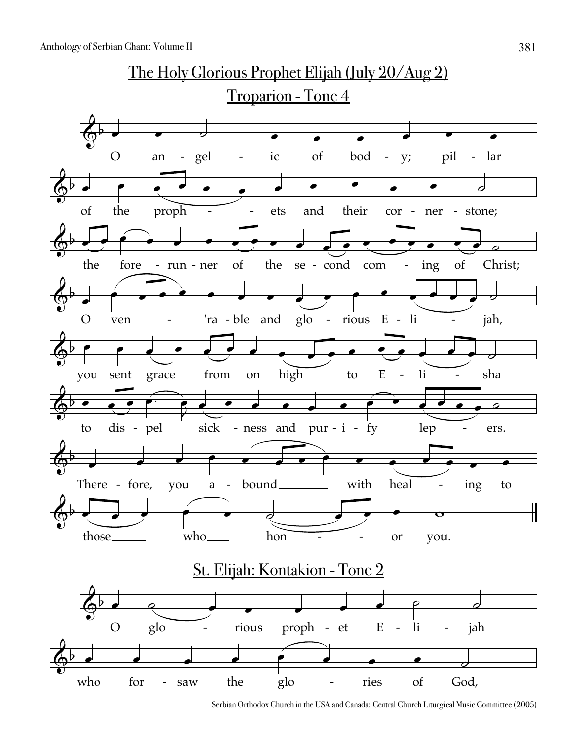## The Holy Glorious Prophet Elijah (July 20/Aug 2)

### Troparion - Tone 4

O angelic of body; pillar of the prophets and their cornerstone; the forerunner of the second coming of Christ; O ven'rable and glorious Elijah, you sent grace from on high to Elisha to dispel sickness and purify lepers. Therefore, you abound with healing to those who honor you.

### St. Elijah: Kontakion - Tone 2

O glorious prophet Elijah who forsaw the glories of God,

Serbian Orthodox Church in the USA and Canada: Central Church Liturgical Music Committee (2005)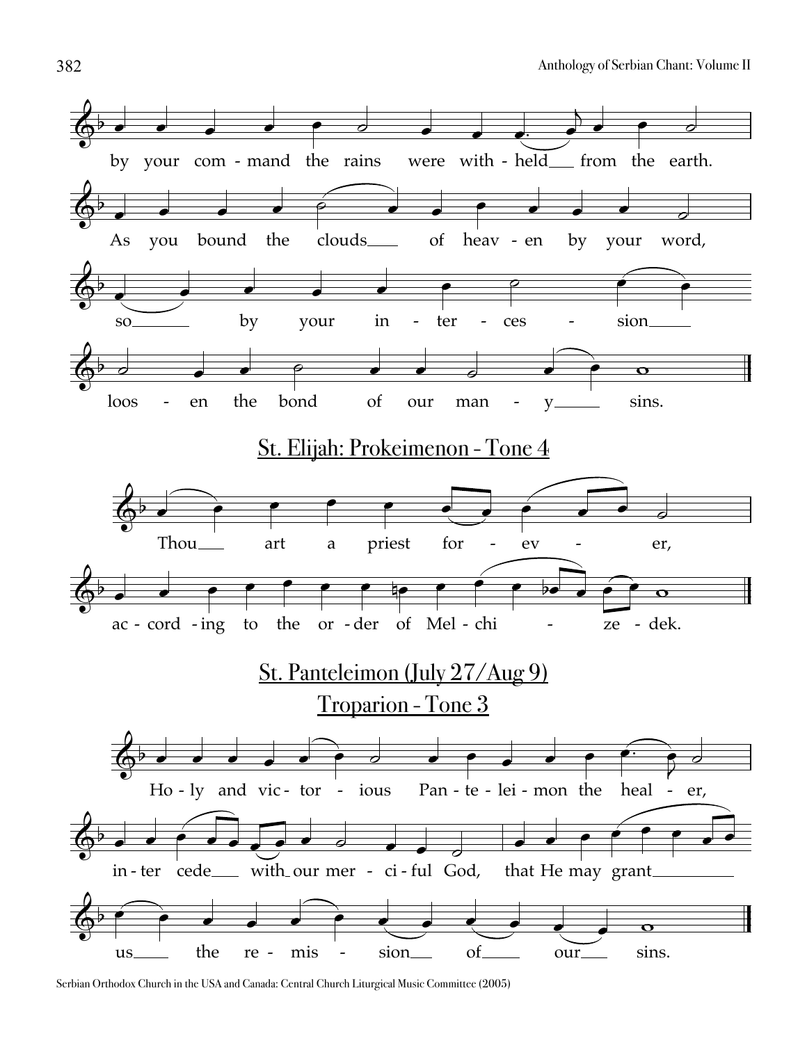by your command the rains were withheld from the earth.

As you bound the clouds of heaven by your word,

so by your intercession

loosen the bond of our many sins.

## St. Elijah: Prokeimenon - Tone 4

Thou art a priest forever,

according to the order of Melchizedek.

## St. Panteleimon (July 27/Aug 9)

## Troparion - Tone 3

Holy and victorious Panteleimon the healer,

intercede with our merciful God, that He may grant

us the remission of our sins.

Serbian Orthodox Church in the USA and Canada: Central Church Liturgical Music Committee (2005)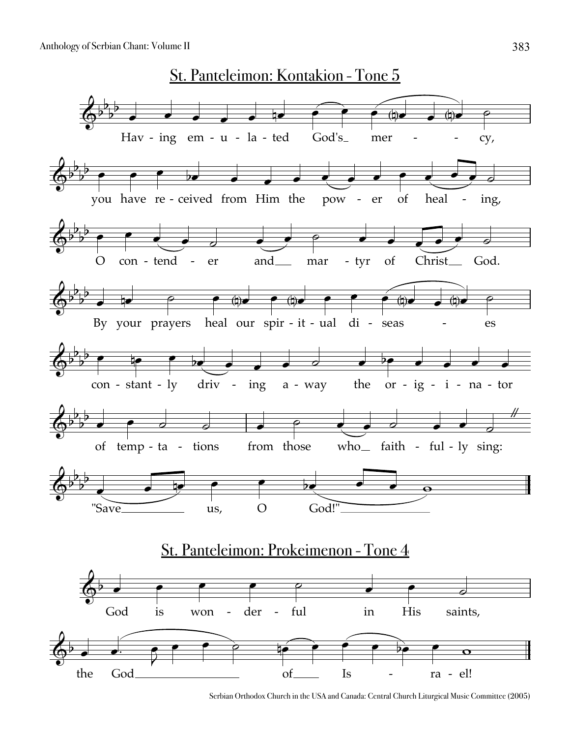## St. Panteleimon: Kontakion - Tone 5

Hav - ing em - u - la - ted God's mer - - cy,

you have re - ceived from Him the pow - er of heal - ing,

O con - tend - er and mar - tyr of Christ God.

By your prayers heal our spir - it - ual di - seas - es

con - stant - ly driv - ing a - way the or - ig - i - na - tor

of temp - ta - tions from those who faith - ful - ly sing:

"Save us, O God!"

## St. Panteleimon: Prokeimenon - Tone 4

God is won - der - ful in His saints,

the God of Is - ra - el!

Serbian Orthodox Church in the USA and Canada: Central Church Liturgical Music Committee (2005)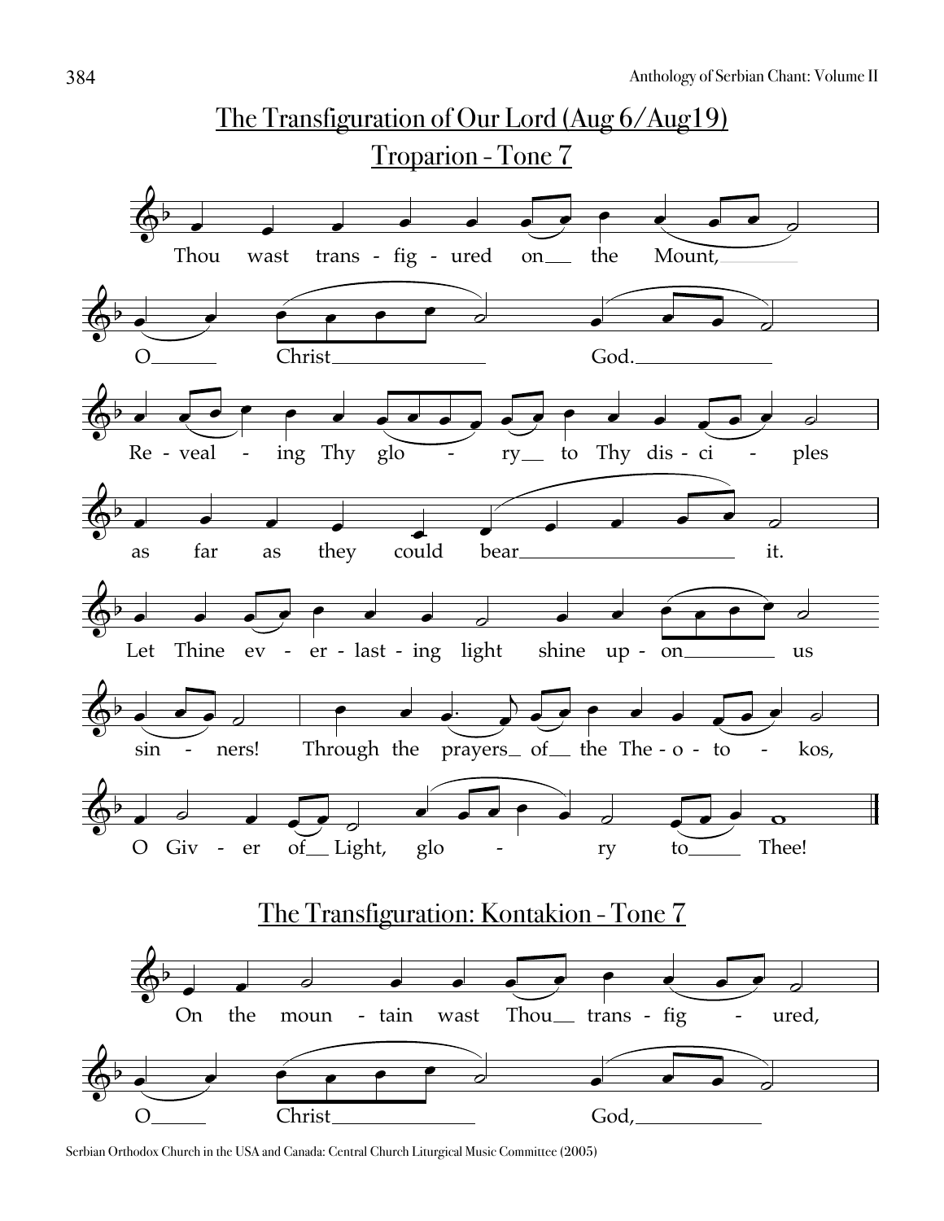# The Transfiguration of Our Lord (Aug 6/Aug19)

## Troparion - Tone 7

Thou wast trans - fig - ured on the Mount, O Christ God.

Re - veal - ing Thy glo - ry to Thy dis - ci - ples as far as they could bear it.

Let Thine ev - er - last - ing light shine up - on us sin - ners!

Through the prayers of the The - o - to - kos, O Giv - er of Light, glo - ry to Thee!

## The Transfiguration: Kontakion - Tone 7

On the moun - tain wast Thou trans - fig - ured, O Christ God,

Serbian Orthodox Church in the USA and Canada: Central Church Liturgical Music Committee (2005)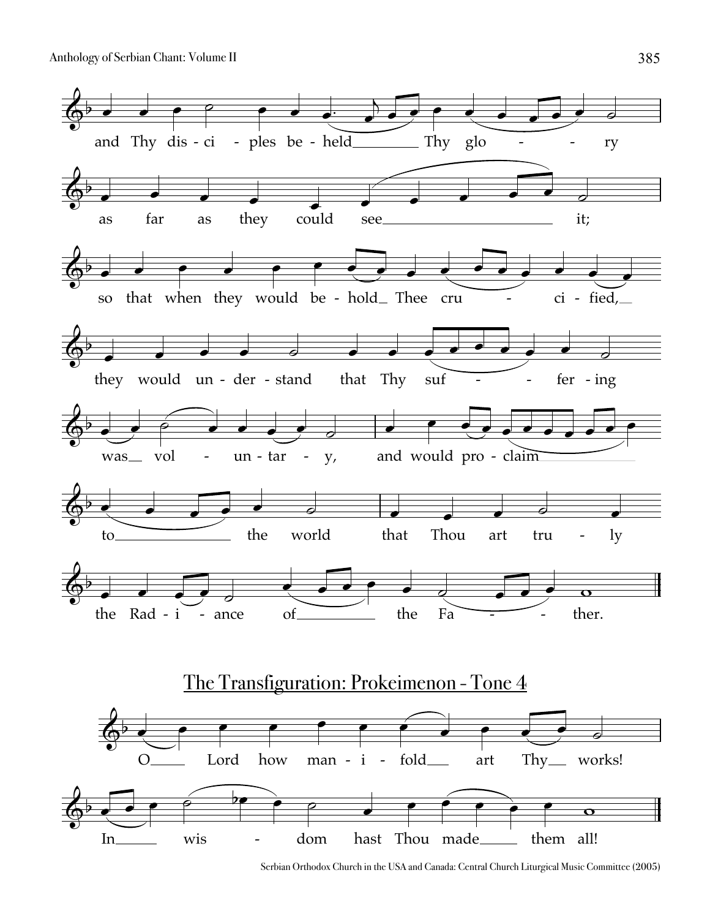and Thy dis - ci - ples be - held Thy glo - - ry

as far as they could see it;

so that when they would be - hold Thee cru - ci - fied,

they would un - der - stand that Thy suf - - fer - ing

was vol - un - tar - y, and would pro - claim

to the world that Thou art tru - ly

the Rad - i - ance of the Fa - - ther.

## The Transfiguration: Prokeimenon - Tone 4

O Lord how man - i - fold art Thy works!

In wis - dom hast Thou made them all!

Serbian Orthodox Church in the USA and Canada: Central Church Liturgical Music Committee (2005)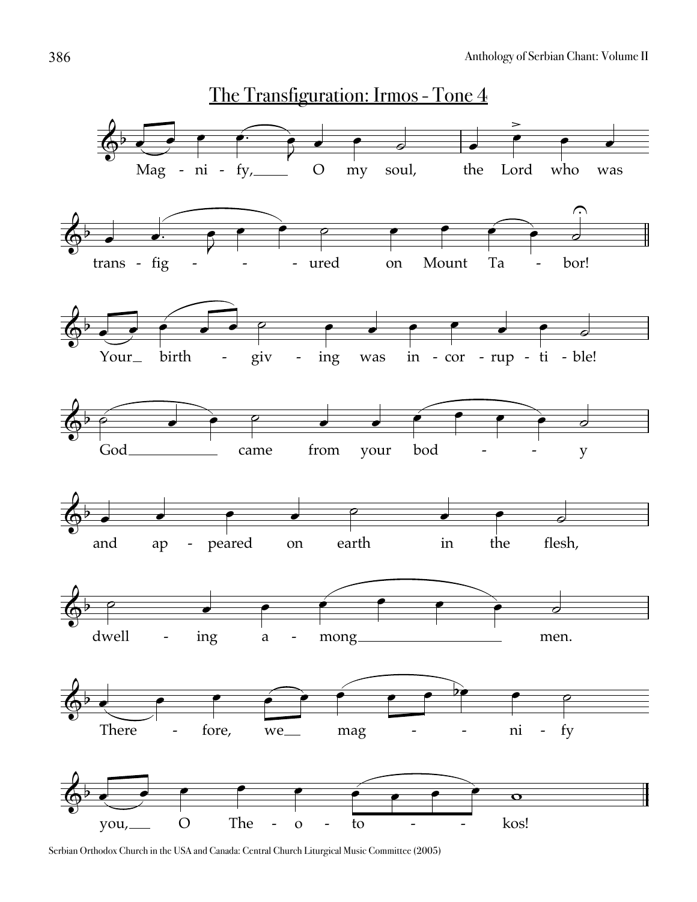# The Transfiguration: Irmos - Tone 4

Mag - ni - fy, O my soul, the Lord who was trans - fig - - - ured on Mount Ta - bor!

Your birth - giv - ing was in - cor - rup - ti - ble!

God came from your bod - - - y

and ap - peared on earth in the flesh,

dwell - ing a - mong men.

There - fore, we mag - - - ni - fy

you, O The - o - to - - - kos!

Serbian Orthodox Church in the USA and Canada: Central Church Liturgical Music Committee (2005)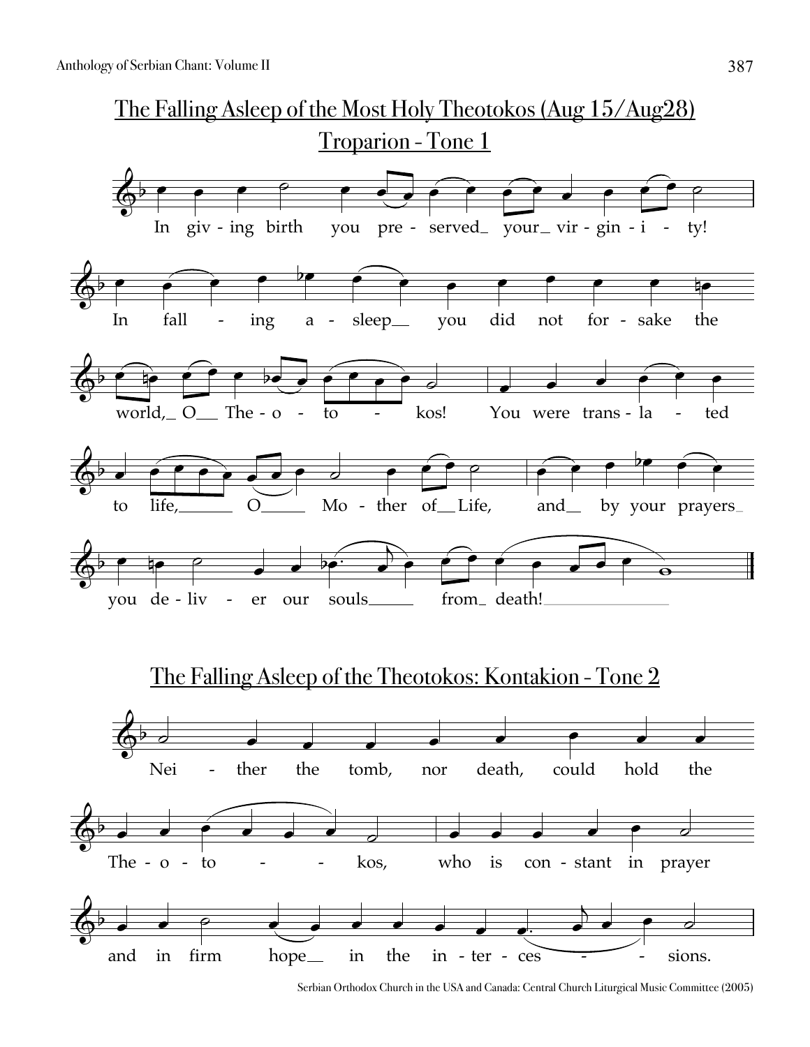## The Falling Asleep of the Most Holy Theotokos (Aug 15/Aug28)

### Troparion - Tone 1

In giv - ing birth you pre - served_ your_ vir - gin - i - ty!

In fall - ing a - sleep__ you did not for - sake the

world,_ O__ The - o - to - kos! You were trans - la - ted

to life,______ O_____ Mo - ther of__Life, and__ by your prayers_

you de - liv - er our souls_____ from_ death!_______________

## The Falling Asleep of the Theotokos: Kontakion - Tone 2

Nei - ther the tomb, nor death, could hold the

The - o - to - - kos, who is con - stant in prayer

and in firm hope__ in the in - ter - ces - - sions.

Serbian Orthodox Church in the USA and Canada: Central Church Liturgical Music Committee (2005)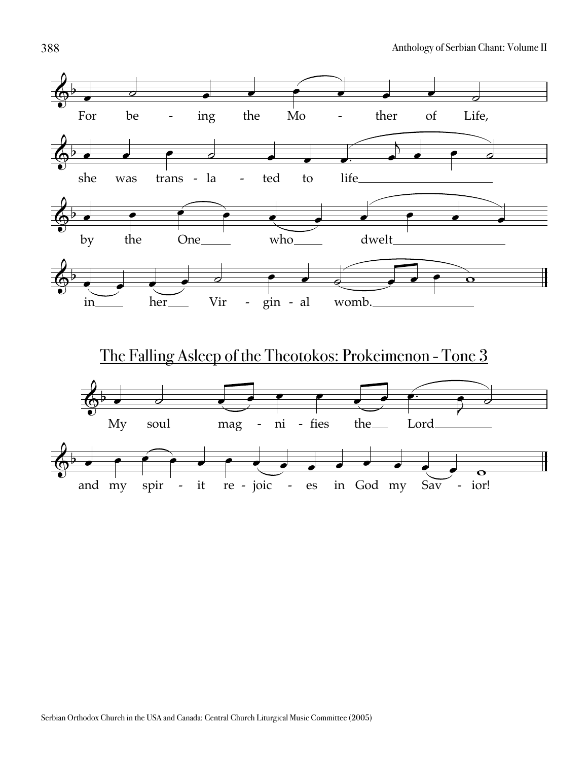For be - ing the Mo - ther of Life,

she was trans - la - ted to life

by the One who dwelt

in her Vir - gin - al womb.

## The Falling Asleep of the Theotokos: Prokeimenon - Tone 3

My soul mag - ni - fies the Lord

and my spir - it re - joic - es in God my Sav - ior!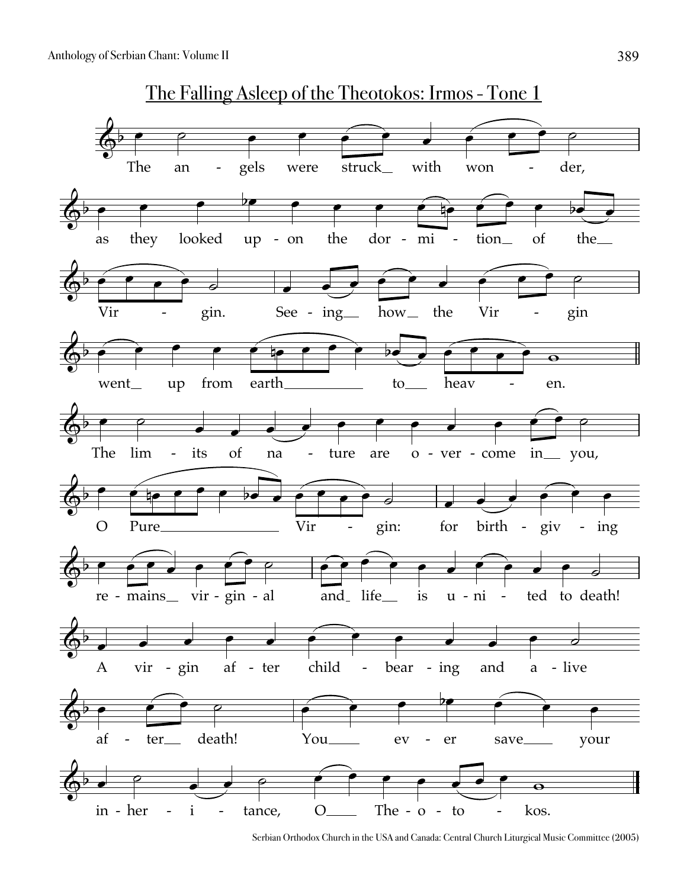## The Falling Asleep of the Theotokos: Irmos - Tone 1

The an - gels were struck with won - der,

as they looked up - on the dor - mi - tion of the

Vir - gin. See - ing how the Vir - gin

went up from earth to heav - en.

The lim - its of na - ture are o - ver - come in you,

O Pure Vir - gin: for birth - giv - ing

re - mains vir - gin - al and life is u - ni - ted to death!

A vir - gin af - ter child - bear - ing and a - live

af - ter death! You ev - er save your

in - her - i - tance, O The - o - to - kos.

Serbian Orthodox Church in the USA and Canada: Central Church Liturgical Music Committee (2005)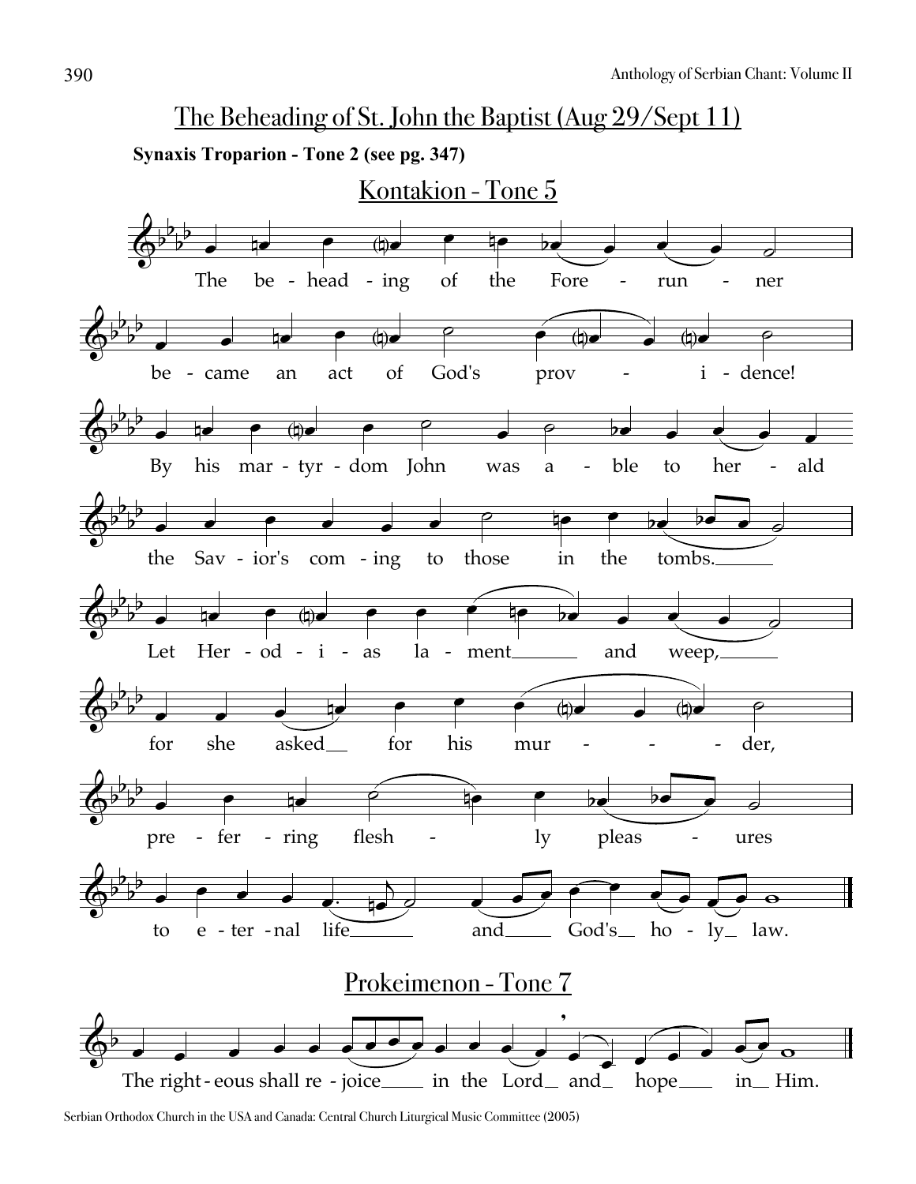# The Beheading of St. John the Baptist (Aug 29/Sept 11)

**Synaxis Troparion - Tone 2 (see pg. 347)**

## Kontakion - Tone 5

The be-head-ing of the Fore-run-ner
be-came an act of God's prov-i-dence!
By his mar-tyr-dom John was a-ble to her-ald
the Sav-ior's com-ing to those in the tombs.
Let Her-od-i-as la-ment and weep,
for she asked for his mur-der,
pre-fer-ring flesh-ly pleas-ures
to e-ter-nal life and God's ho-ly law.

## Prokeimenon - Tone 7

The right-eous shall re-joice in the Lord and hope in Him.

Serbian Orthodox Church in the USA and Canada: Central Church Liturgical Music Committee (2005)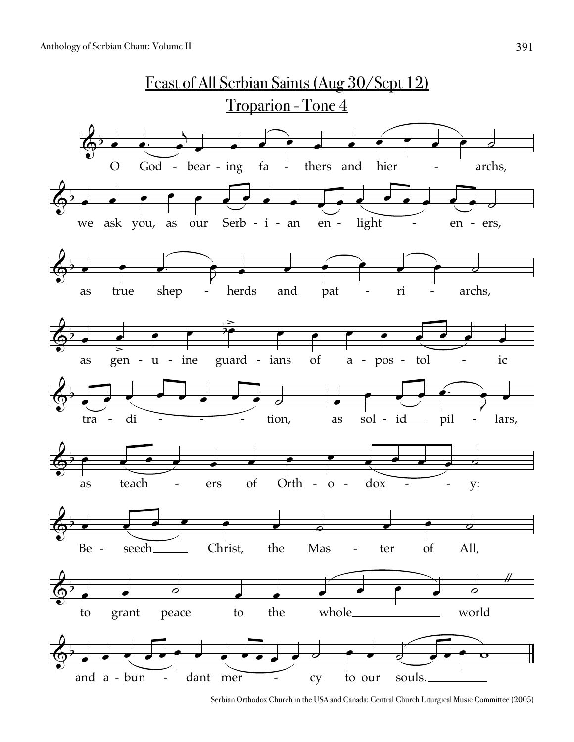# Feast of All Serbian Saints (Aug 30/Sept 12)

## Troparion - Tone 4

O God - bear - ing fa - thers and hier - archs,

we ask you, as our Serb - i - an en - light - en - ers,

as true shep - herds and pat - ri - archs,

as gen - u - ine guard - ians of a - pos - tol - ic

tra - di - tion, as sol - id pil - lars,

as teach - ers of Orth - o - dox - y:

Be - seech Christ, the Mas - ter of All,

to grant peace to the whole world

and a - bun - dant mer - cy to our souls.

Serbian Orthodox Church in the USA and Canada: Central Church Liturgical Music Committee (2005)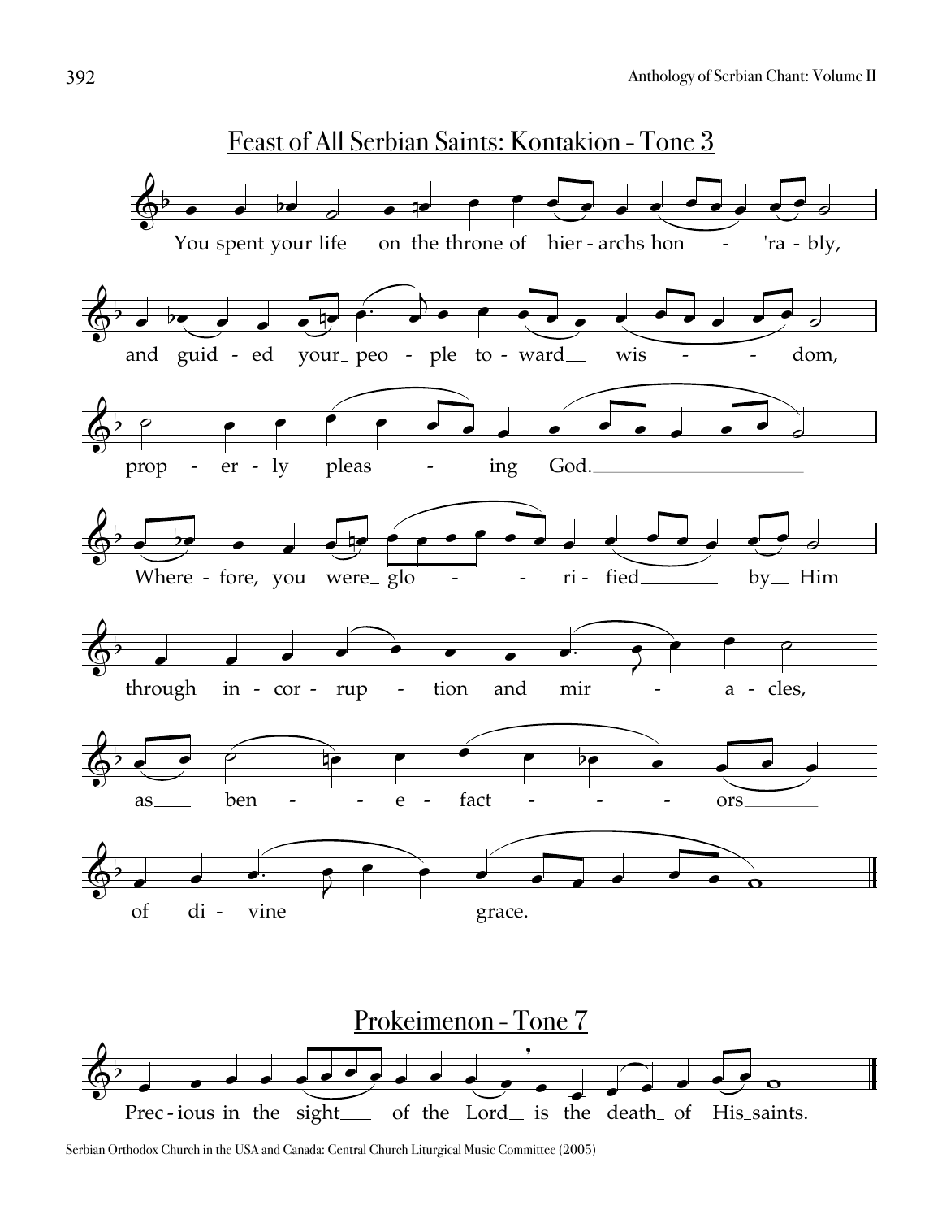## Feast of All Serbian Saints: Kontakion - Tone 3

You spent your life on the throne of hier - archs hon - 'ra - bly,

and guid - ed your_ peo - ple to - ward__ wis - - dom,

prop - er - ly pleas - ing God.

Where - fore, you were_ glo - - ri - fied____ by__ Him

through in - cor - rup - tion and mir - a - cles,

as___ ben - - e - fact - - - ors_____

of di - vine_________ grace.___________

## Prokeimenon - Tone 7

Prec - ious in the sight___ of the Lord__ is the death_ of His_saints.

Serbian Orthodox Church in the USA and Canada: Central Church Liturgical Music Committee (2005)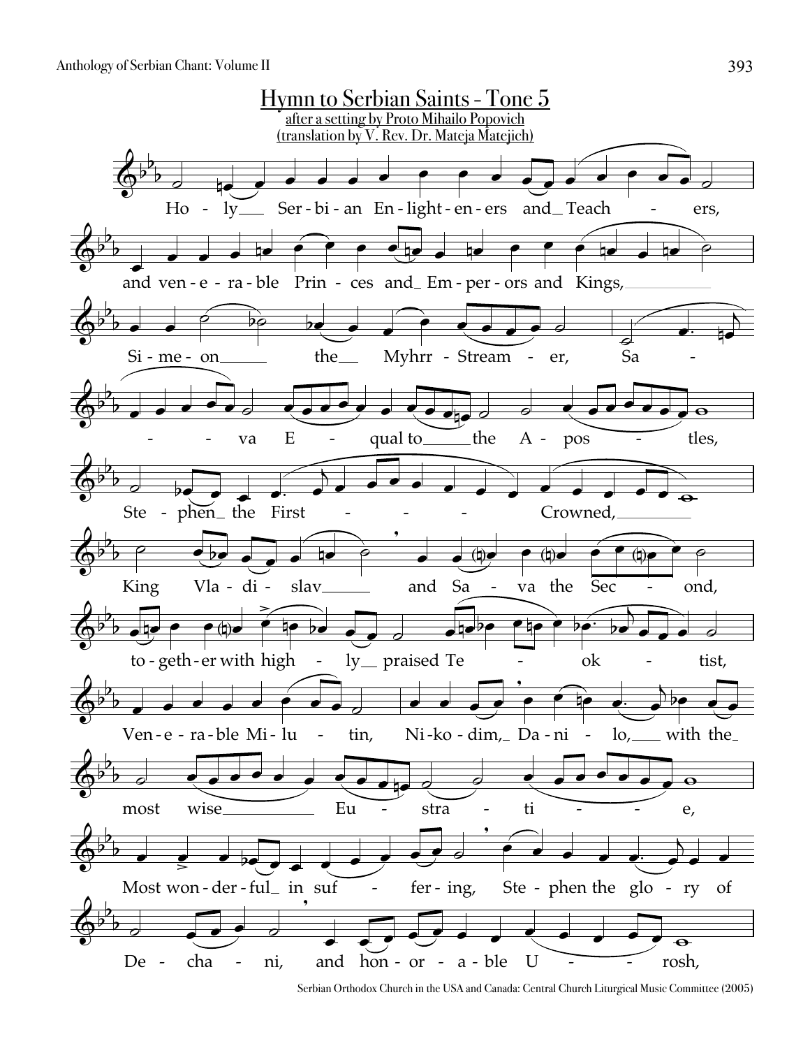# Hymn to Serbian Saints - Tone 5

after a setting by Proto Mihailo Popovich

(translation by V. Rev. Dr. Mateja Matejich)

Ho - ly Ser - bi - an En - light - en - ers and Teach - ers,

and ven - e - ra - ble Prin - ces and Em - per - ors and Kings,

Si - me - on the Myhrr - Stream - er, Sa -

- - va E - qual to the A - pos - tles,

Ste - phen the First - - - Crowned,

King Vla - di - slav and Sa - va the Sec - ond,

to - geth - er with high - ly praised Te - ok - tist,

Ven - e - ra - ble Mi - lu - tin, Ni - ko - dim, Da - ni - lo, with the

most wise Eu - stra - ti - e,

Most won - der - ful in suf - fer - ing, Ste - phen the glo - ry of

De - cha - ni, and hon - or - a - ble U - rosh,

Serbian Orthodox Church in the USA and Canada: Central Church Liturgical Music Committee (2005)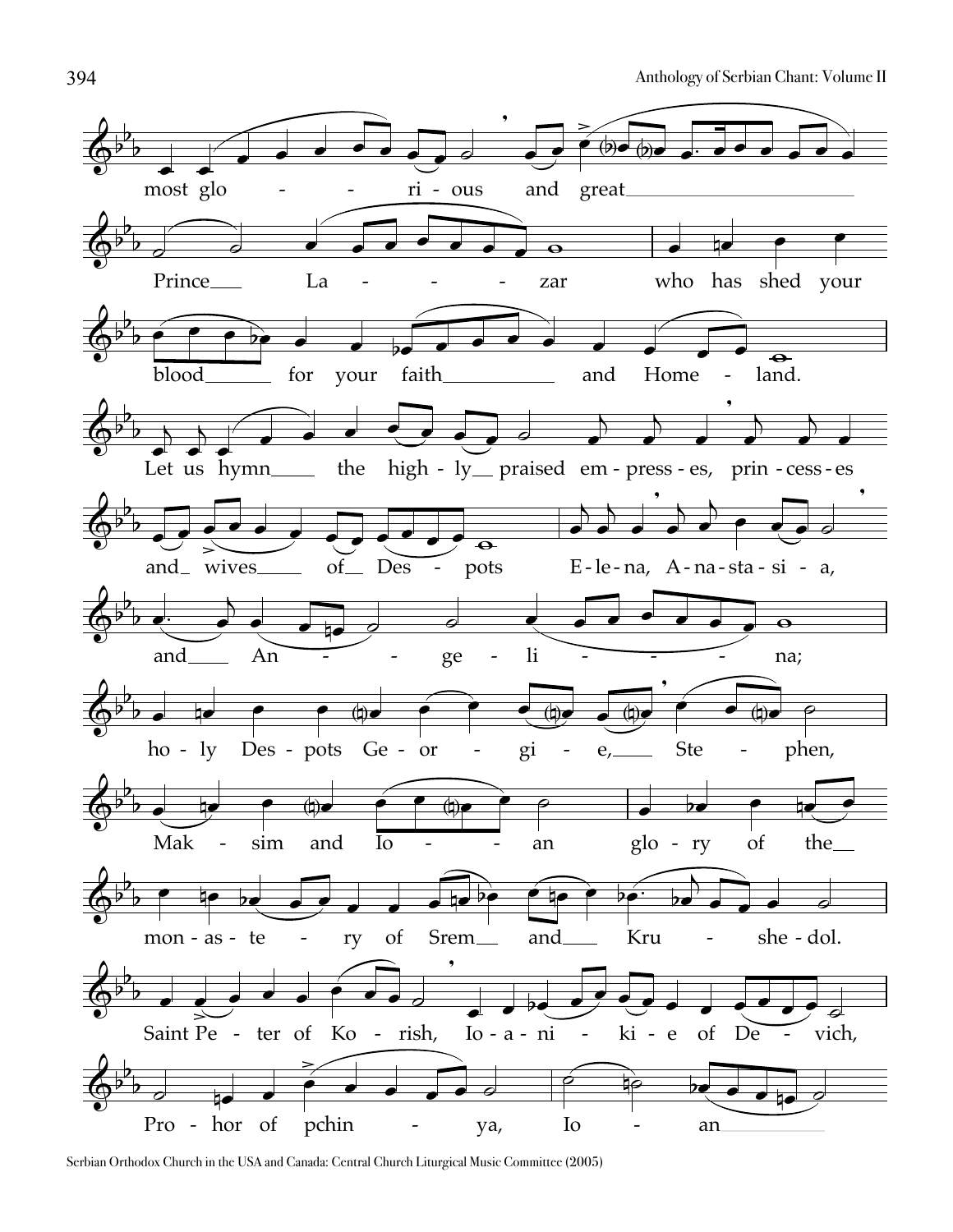most glo - - ri - ous and great

Prince La - - - - zar who has shed your

blood for your faith and Home - land.

Let us hymn the high - ly praised em - press - es, prin - cess - es

and wives of Des - pots E - le - na, A - na - sta - si - a,

and An - - ge - li - - - - na;

ho - ly Des - pots Ge - or - gi - e, Ste - phen,

Mak - sim and Io - - an glo - ry of the

mon - as - te - ry of Srem and Kru - she - dol.

Saint Pe - ter of Ko - rish, Io - a - ni - ki - e of De - vich,

Pro - hor of pchin - ya, Io - an

Serbian Orthodox Church in the USA and Canada: Central Church Liturgical Music Committee (2005)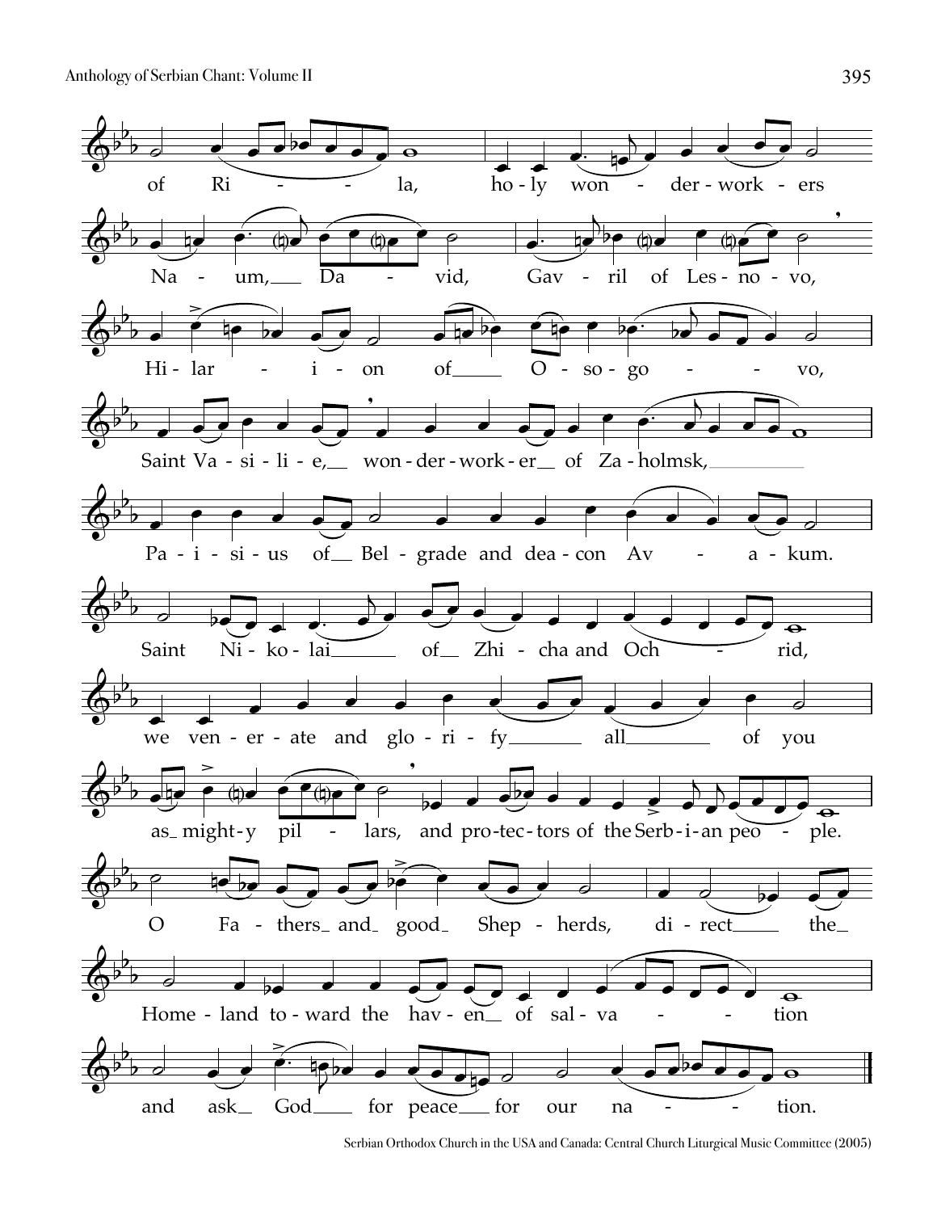of Ri - - la, ho - ly won - der - work - ers

Na - um, Da - vid, Gav - ril of Les - no - vo,

Hi - lar - i - on of O - so - go - - vo,

Saint Va - si - li - e, won - der - work - er of Za - holmsk,

Pa - i - si - us of Bel - grade and dea - con Av - a - kum.

Saint Ni - ko - lai of Zhi - cha and Och - rid,

we ven - er - ate and glo - ri - fy all of you

as might - y pil - lars, and pro - tec - tors of the Serb - i - an peo - ple.

O Fa - thers and good Shep - herds, di - rect the

Home - land to - ward the hav - en of sal - va - - tion

and ask God for peace for our na - - tion.

Serbian Orthodox Church in the USA and Canada: Central Church Liturgical Music Committee (2005)